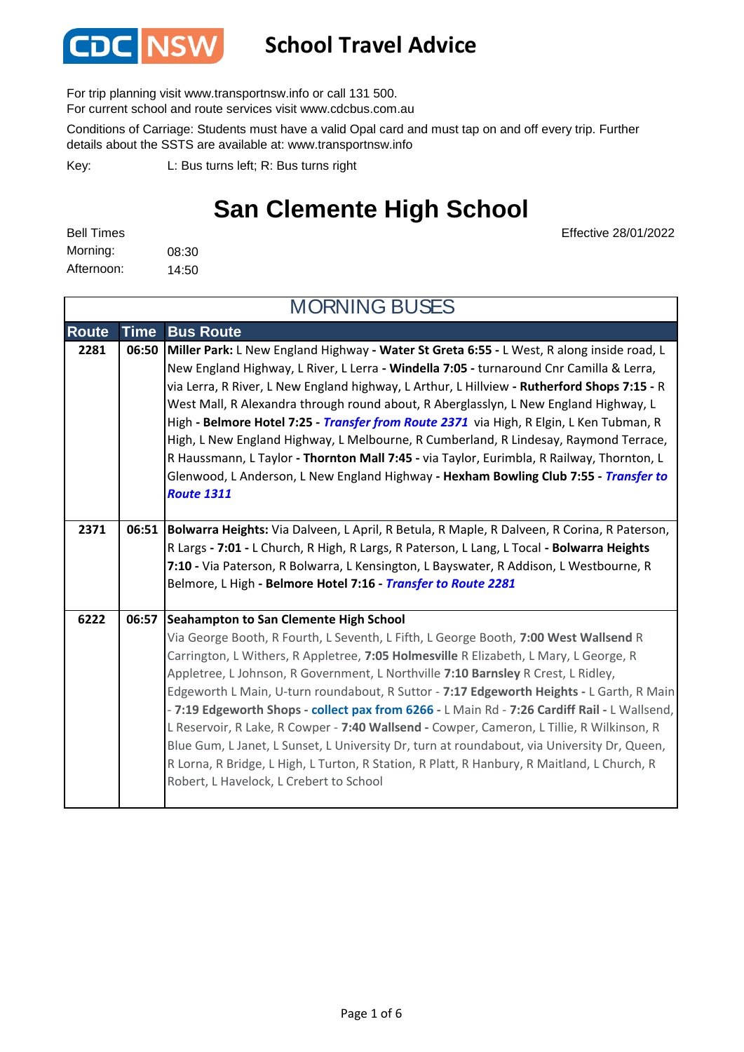# CDC NSW School Travel Advice

For trip planning visit www.transportnsw.info or call 131 500.
For current school and route services visit www.cdcbus.com.au

Conditions of Carriage: Students must have a valid Opal card and must tap on and off every trip. Further details about the SSTS are available at: www.transportnsw.info

Key: L: Bus turns left; R: Bus turns right

## San Clemente High School

Effective 28/01/2022

Bell Times
Morning: 08:30
Afternoon: 14:50

### MORNING BUSES

| Route | Time | Bus Route |
|---|---|---|
| 2281 | 06:50 | **Miller Park:** L New England Highway **- Water St Greta 6:55 -** L West, R along inside road, L New England Highway, L River, L Lerra **- Windella 7:05 -** turnaround Cnr Camilla & Lerra, via Lerra, R River, L New England highway, L Arthur, L Hillview **- Rutherford Shops 7:15 -** R West Mall, R Alexandra through round about, R Aberglasslyn, L New England Highway, L High **- Belmore Hotel 7:25 -** ***Transfer from Route 2371*** via High, R Elgin, L Ken Tubman, R High, L New England Highway, L Melbourne, R Cumberland, R Lindesay, Raymond Terrace, R Haussmann, L Taylor **- Thornton Mall 7:45 -** via Taylor, Eurimbla, R Railway, Thornton, L Glenwood, L Anderson, L New England Highway **- Hexham Bowling Club 7:55 -** ***Transfer to Route 1311*** |
| 2371 | 06:51 | **Bolwarra Heights:** Via Dalveen, L April, R Betula, R Maple, R Dalveen, R Corina, R Paterson, R Largs **- 7:01 -** L Church, R High, R Largs, R Paterson, L Lang, L Tocal **- Bolwarra Heights 7:10 -** Via Paterson, R Bolwarra, L Kensington, L Bayswater, R Addison, L Westbourne, R Belmore, L High **- Belmore Hotel 7:16 -** ***Transfer to Route 2281*** |
| 6222 | 06:57 | **Seahampton to San Clemente High School** Via George Booth, R Fourth, L Seventh, L Fifth, L George Booth, **7:00 West Wallsend** R Carrington, L Withers, R Appletree, **7:05 Holmesville** R Elizabeth, L Mary, L George, R Appletree, L Johnson, R Government, L Northville **7:10 Barnsley** R Crest, L Ridley, Edgeworth L Main, U-turn roundabout, R Suttor - **7:17 Edgeworth Heights -** L Garth, R Main - **7:19 Edgeworth Shops** - **collect pax from 6266** - L Main Rd - **7:26 Cardiff Rail -** L Wallsend, L Reservoir, R Lake, R Cowper - **7:40 Wallsend -** Cowper, Cameron, L Tillie, R Wilkinson, R Blue Gum, L Janet, L Sunset, L University Dr, turn at roundabout, via University Dr, Queen, R Lorna, R Bridge, L High, L Turton, R Station, R Platt, R Hanbury, R Maitland, L Church, R Robert, L Havelock, L Crebert to School |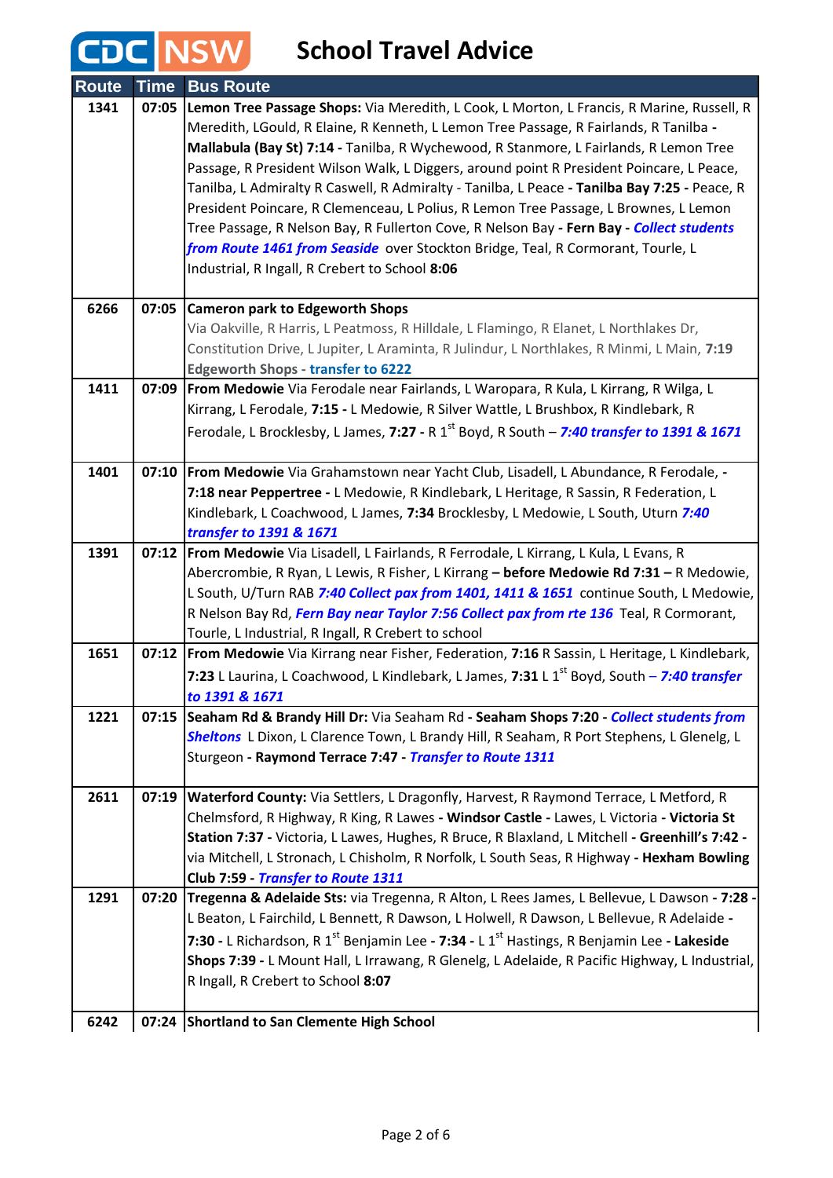# CDC NSW School Travel Advice

| Route | Time | Bus Route |
|---|---|---|
| 1341 | 07:05 | **Lemon Tree Passage Shops:** Via Meredith, L Cook, L Morton, L Francis, R Marine, Russell, R Meredith, LGould, R Elaine, R Kenneth, L Lemon Tree Passage, R Fairlands, R Tanilba - **Mallabula (Bay St) 7:14 -** Tanilba, R Wychewood, R Stanmore, L Fairlands, R Lemon Tree Passage, R President Wilson Walk, L Diggers, around point R President Poincare, L Peace, Tanilba, L Admiralty R Caswell, R Admiralty - Tanilba, L Peace - **Tanilba Bay 7:25 -** Peace, R President Poincare, R Clemenceau, L Polius, R Lemon Tree Passage, L Brownes, L Lemon Tree Passage, R Nelson Bay, R Fullerton Cove, R Nelson Bay - **Fern Bay -** ***Collect students from Route 1461 from Seaside*** over Stockton Bridge, Teal, R Cormorant, Tourle, L Industrial, R Ingall, R Crebert to School **8:06** |
| 6266 | 07:05 | **Cameron park to Edgeworth Shops** Via Oakville, R Harris, L Peatmoss, R Hilldale, L Flamingo, R Elanet, L Northlakes Dr, Constitution Drive, L Jupiter, L Araminta, R Julindur, L Northlakes, R Minmi, L Main, **7:19** **Edgeworth Shops - transfer to 6222** |
| 1411 | 07:09 | **From Medowie** Via Ferodale near Fairlands, L Waropara, R Kula, L Kirrang, R Wilga, L Kirrang, L Ferodale, **7:15 -** L Medowie, R Silver Wattle, L Brushbox, R Kindlebark, R Ferodale, L Brocklesby, L James, **7:27 -** R 1st Boyd, R South – ***7:40 transfer to 1391 & 1671*** |
| 1401 | 07:10 | **From Medowie** Via Grahamstown near Yacht Club, Lisadell, L Abundance, R Ferodale, - **7:18 near Peppertree -** L Medowie, R Kindlebark, L Heritage, R Sassin, R Federation, L Kindlebark, L Coachwood, L James, **7:34** Brocklesby, L Medowie, L South, Uturn ***7:40 transfer to 1391 & 1671*** |
| 1391 | 07:12 | **From Medowie** Via Lisadell, L Fairlands, R Ferrodale, L Kirrang, L Kula, L Evans, R Abercrombie, R Ryan, L Lewis, R Fisher, L Kirrang **– before Medowie Rd 7:31 –** R Medowie, L South, U/Turn RAB ***7:40 Collect pax from 1401, 1411 & 1651*** continue South, L Medowie, R Nelson Bay Rd, ***Fern Bay near Taylor 7:56 Collect pax from rte 136*** Teal, R Cormorant, Tourle, L Industrial, R Ingall, R Crebert to school |
| 1651 | 07:12 | **From Medowie** Via Kirrang near Fisher, Federation, **7:16** R Sassin, L Heritage, L Kindlebark, **7:23** L Laurina, L Coachwood, L Kindlebark, L James, **7:31** L 1st Boyd, South – ***7:40 transfer to 1391 & 1671*** |
| 1221 | 07:15 | **Seaham Rd & Brandy Hill Dr:** Via Seaham Rd **- Seaham Shops 7:20** - ***Collect students from Sheltons*** L Dixon, L Clarence Town, L Brandy Hill, R Seaham, R Port Stephens, L Glenelg, L Sturgeon **- Raymond Terrace 7:47 -** ***Transfer to Route 1311*** |
| 2611 | 07:19 | **Waterford County:** Via Settlers, L Dragonfly, Harvest, R Raymond Terrace, L Metford, R Chelmsford, R Highway, R King, R Lawes **- Windsor Castle -** Lawes, L Victoria **- Victoria St Station 7:37 -** Victoria, L Lawes, Hughes, R Bruce, R Blaxland, L Mitchell **- Greenhill's 7:42 -** via Mitchell, L Stronach, L Chisholm, R Norfolk, L South Seas, R Highway **- Hexham Bowling Club 7:59 -** ***Transfer to Route 1311*** |
| 1291 | 07:20 | **Tregenna & Adelaide Sts:** via Tregenna, R Alton, L Rees James, L Bellevue, L Dawson **- 7:28 -** L Beaton, L Fairchild, L Bennett, R Dawson, L Holwell, R Dawson, L Bellevue, R Adelaide **- 7:30 -** L Richardson, R 1st Benjamin Lee **- 7:34 -** L 1st Hastings, R Benjamin Lee **- Lakeside Shops 7:39 -** L Mount Hall, L Irrawang, R Glenelg, L Adelaide, R Pacific Highway, L Industrial, R Ingall, R Crebert to School **8:07** |
| 6242 | 07:24 | **Shortland to San Clemente High School** |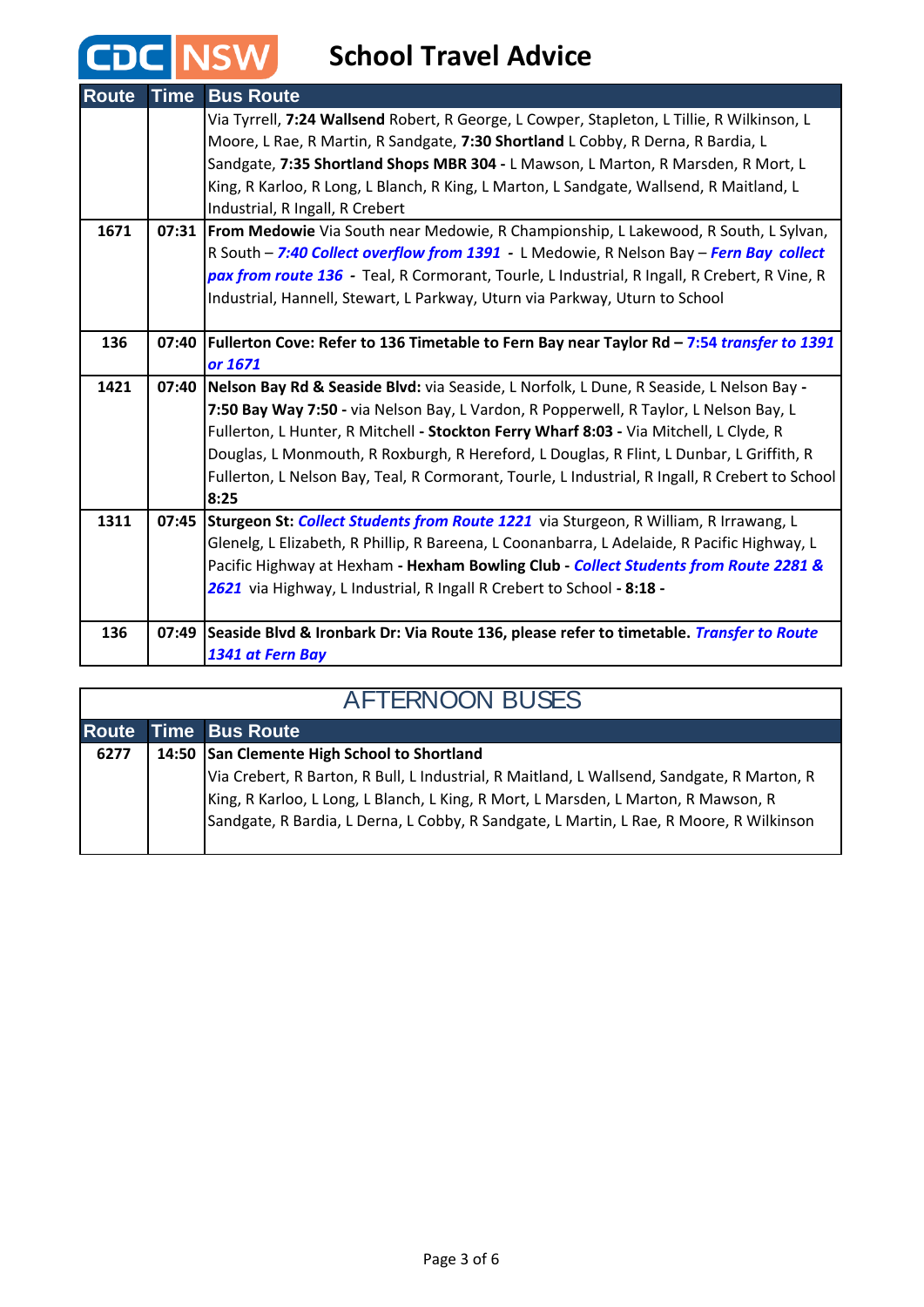# CDC NSW School Travel Advice

| Route | Time | Bus Route |
|---|---|---|
| | | Via Tyrrell, **7:24 Wallsend** Robert, R George, L Cowper, Stapleton, L Tillie, R Wilkinson, L Moore, L Rae, R Martin, R Sandgate, **7:30 Shortland** L Cobby, R Derna, R Bardia, L Sandgate, **7:35 Shortland Shops MBR 304 -** L Mawson, L Marton, R Marsden, R Mort, L King, R Karloo, R Long, L Blanch, R King, L Marton, L Sandgate, Wallsend, R Maitland, L Industrial, R Ingall, R Crebert |
| **1671** | **07:31** | **From Medowie** Via South near Medowie, R Championship, L Lakewood, R South, L Sylvan, R South – ***7:40 Collect overflow from 1391*** **-** L Medowie, R Nelson Bay – ***Fern Bay collect pax from route 136*** **-** Teal, R Cormorant, Tourle, L Industrial, R Ingall, R Crebert, R Vine, R Industrial, Hannell, Stewart, L Parkway, Uturn via Parkway, Uturn to School |
| **136** | **07:40** | **Fullerton Cove: Refer to 136 Timetable to Fern Bay near Taylor Rd –** ***7:54 transfer to 1391 or 1671*** |
| **1421** | **07:40** | **Nelson Bay Rd & Seaside Blvd:** via Seaside, L Norfolk, L Dune, R Seaside, L Nelson Bay **- 7:50 Bay Way 7:50 -** via Nelson Bay, L Vardon, R Popperwell, R Taylor, L Nelson Bay, L Fullerton, L Hunter, R Mitchell **- Stockton Ferry Wharf 8:03 -** Via Mitchell, L Clyde, R Douglas, L Monmouth, R Roxburgh, R Hereford, L Douglas, R Flint, L Dunbar, L Griffith, R Fullerton, L Nelson Bay, Teal, R Cormorant, Tourle, L Industrial, R Ingall, R Crebert to School **8:25** |
| **1311** | **07:45** | **Sturgeon St:** ***Collect Students from Route 1221*** via Sturgeon, R William, R Irrawang, L Glenelg, L Elizabeth, R Phillip, R Bareena, L Coonanbarra, L Adelaide, R Pacific Highway, L Pacific Highway at Hexham **- Hexham Bowling Club -** ***Collect Students from Route 2281 & 2621*** via Highway, L Industrial, R Ingall R Crebert to School **- 8:18 -** |
| **136** | **07:49** | **Seaside Blvd & Ironbark Dr: Via Route 136, please refer to timetable.** ***Transfer to Route 1341 at Fern Bay*** |

## AFTERNOON BUSES

| Route | Time | Bus Route |
|---|---|---|
| **6277** | **14:50** | **San Clemente High School to Shortland** Via Crebert, R Barton, R Bull, L Industrial, R Maitland, L Wallsend, Sandgate, R Marton, R King, R Karloo, L Long, L Blanch, L King, R Mort, L Marsden, L Marton, R Mawson, R Sandgate, R Bardia, L Derna, L Cobby, R Sandgate, L Martin, L Rae, R Moore, R Wilkinson |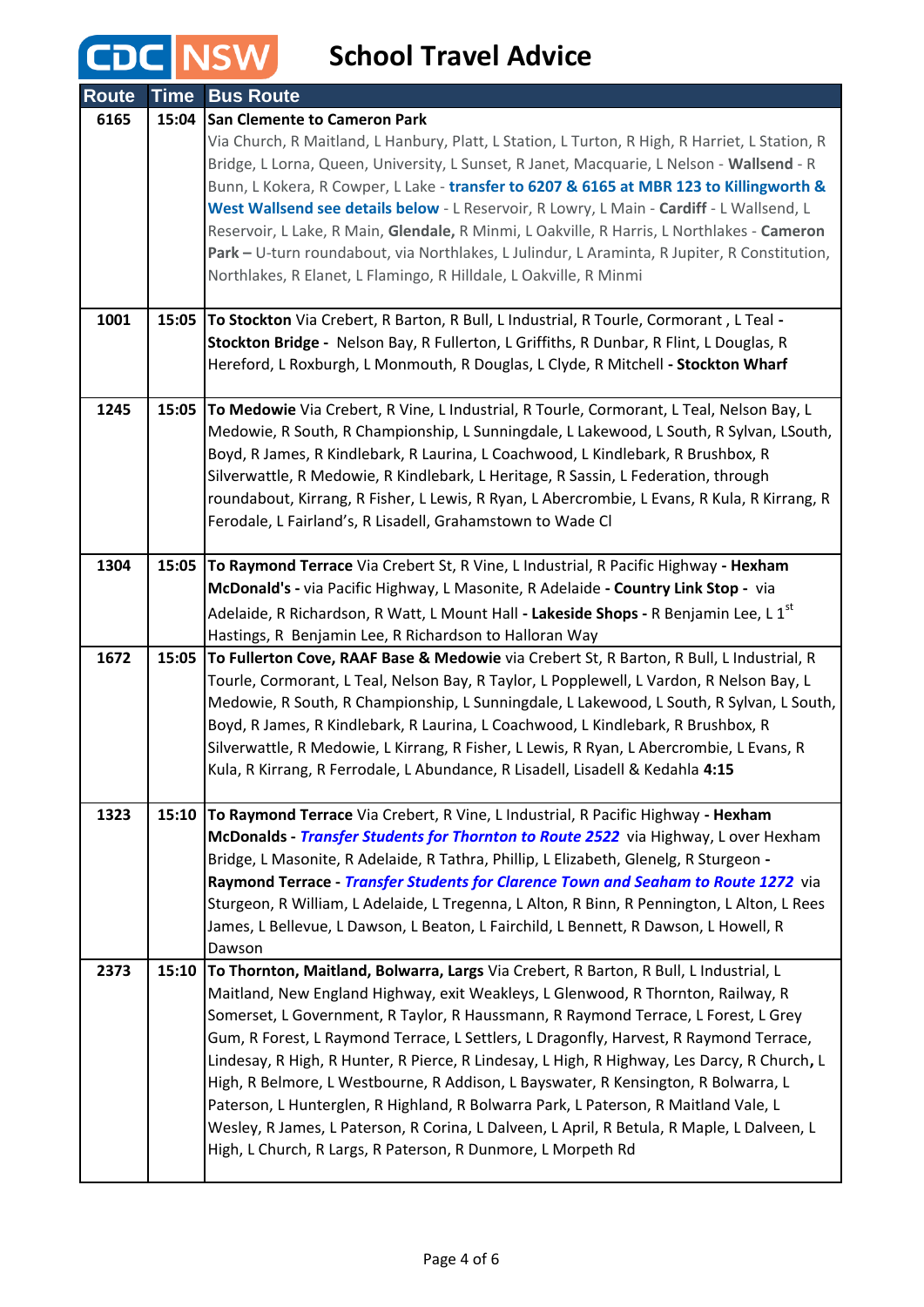# CDC NSW School Travel Advice

| Route | Time | Bus Route |
|---|---|---|
| 6165 | 15:04 | **San Clemente to Cameron Park** Via Church, R Maitland, L Hanbury, Platt, L Station, L Turton, R High, R Harriet, L Station, R Bridge, L Lorna, Queen, University, L Sunset, R Janet, Macquarie, L Nelson - **Wallsend** - R Bunn, L Kokera, R Cowper, L Lake - **transfer to 6207 & 6165 at MBR 123 to Killingworth & West Wallsend see details below** - L Reservoir, R Lowry, L Main - **Cardiff** - L Wallsend, L Reservoir, L Lake, R Main, **Glendale,** R Minmi, L Oakville, R Harris, L Northlakes - **Cameron Park –** U-turn roundabout, via Northlakes, L Julindur, L Araminta, R Jupiter, R Constitution, Northlakes, R Elanet, L Flamingo, R Hilldale, L Oakville, R Minmi |
| 1001 | 15:05 | **To Stockton** Via Crebert, R Barton, R Bull, L Industrial, R Tourle, Cormorant , L Teal **- Stockton Bridge -** Nelson Bay, R Fullerton, L Griffiths, R Dunbar, R Flint, L Douglas, R Hereford, L Roxburgh, L Monmouth, R Douglas, L Clyde, R Mitchell **- Stockton Wharf** |
| 1245 | 15:05 | **To Medowie** Via Crebert, R Vine, L Industrial, R Tourle, Cormorant, L Teal, Nelson Bay, L Medowie, R South, R Championship, L Sunningdale, L Lakewood, L South, R Sylvan, LSouth, Boyd, R James, R Kindlebark, R Laurina, L Coachwood, L Kindlebark, R Brushbox, R Silverwattle, R Medowie, R Kindlebark, L Heritage, R Sassin, L Federation, through roundabout, Kirrang, R Fisher, L Lewis, R Ryan, L Abercrombie, L Evans, R Kula, R Kirrang, R Ferodale, L Fairland's, R Lisadell, Grahamstown to Wade Cl |
| 1304 | 15:05 | **To Raymond Terrace** Via Crebert St, R Vine, L Industrial, R Pacific Highway **- Hexham McDonald's -** via Pacific Highway, L Masonite, R Adelaide **- Country Link Stop -** via Adelaide, R Richardson, R Watt, L Mount Hall **- Lakeside Shops -** R Benjamin Lee, L 1st Hastings, R Benjamin Lee, R Richardson to Halloran Way |
| 1672 | 15:05 | **To Fullerton Cove, RAAF Base & Medowie** via Crebert St, R Barton, R Bull, L Industrial, R Tourle, Cormorant, L Teal, Nelson Bay, R Taylor, L Popplewell, L Vardon, R Nelson Bay, L Medowie, R South, R Championship, L Sunningdale, L Lakewood, L South, R Sylvan, L South, Boyd, R James, R Kindlebark, R Laurina, L Coachwood, L Kindlebark, R Brushbox, R Silverwattle, R Medowie, L Kirrang, R Fisher, L Lewis, R Ryan, L Abercrombie, L Evans, R Kula, R Kirrang, R Ferrodale, L Abundance, R Lisadell, Lisadell & Kedahla **4:15** |
| 1323 | 15:10 | **To Raymond Terrace** Via Crebert, R Vine, L Industrial, R Pacific Highway - **Hexham McDonalds -** ***Transfer Students for Thornton to Route 2522*** via Highway, L over Hexham Bridge, L Masonite, R Adelaide, R Tathra, Phillip, L Elizabeth, Glenelg, R Sturgeon **- Raymond Terrace -** ***Transfer Students for Clarence Town and Seaham to Route 1272*** via Sturgeon, R William, L Adelaide, L Tregenna, L Alton, R Binn, R Pennington, L Alton, L Rees James, L Bellevue, L Dawson, L Beaton, L Fairchild, L Bennett, R Dawson, L Howell, R Dawson |
| 2373 | 15:10 | **To Thornton, Maitland, Bolwarra, Largs** Via Crebert, R Barton, R Bull, L Industrial, L Maitland, New England Highway, exit Weakleys, L Glenwood, R Thornton, Railway, R Somerset, L Government, R Taylor, R Haussmann, R Raymond Terrace, L Forest, L Grey Gum, R Forest, L Raymond Terrace, L Settlers, L Dragonfly, Harvest, R Raymond Terrace, Lindesay, R High, R Hunter, R Pierce, R Lindesay, L High, R Highway, Les Darcy, R Church**,** L High, R Belmore, L Westbourne, R Addison, L Bayswater, R Kensington, R Bolwarra, L Paterson, L Hunterglen, R Highland, R Bolwarra Park, L Paterson, R Maitland Vale, L Wesley, R James, L Paterson, R Corina, L Dalveen, L April, R Betula, R Maple, L Dalveen, L High, L Church, R Largs, R Paterson, R Dunmore, L Morpeth Rd |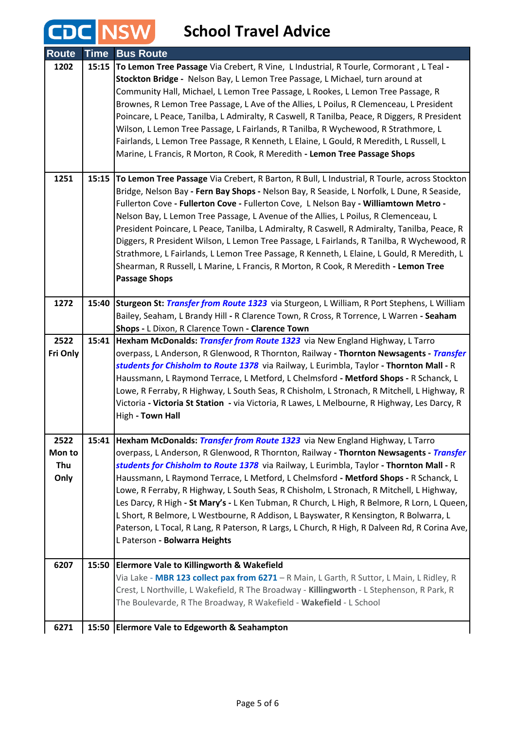# School Travel Advice

| Route | Time | Bus Route |
|---|---|---|
| 1202 | 15:15 | **To Lemon Tree Passage** Via Crebert, R Vine, L Industrial, R Tourle, Cormorant , L Teal - **Stockton Bridge -** Nelson Bay, L Lemon Tree Passage, L Michael, turn around at Community Hall, Michael, L Lemon Tree Passage, L Rookes, L Lemon Tree Passage, R Brownes, R Lemon Tree Passage, L Ave of the Allies, L Poilus, R Clemenceau, L President Poincare, L Peace, Tanilba, L Admiralty, R Caswell, R Tanilba, Peace, R Diggers, R President Wilson, L Lemon Tree Passage, L Fairlands, R Tanilba, R Wychewood, R Strathmore, L Fairlands, L Lemon Tree Passage, R Kenneth, L Elaine, L Gould, R Meredith, L Russell, L Marine, L Francis, R Morton, R Cook, R Meredith **- Lemon Tree Passage Shops** |
| 1251 | 15:15 | **To Lemon Tree Passage** Via Crebert, R Barton, R Bull, L Industrial, R Tourle, across Stockton Bridge, Nelson Bay **- Fern Bay Shops -** Nelson Bay, R Seaside, L Norfolk, L Dune, R Seaside, Fullerton Cove **- Fullerton Cove -** Fullerton Cove, L Nelson Bay **- Williamtown Metro -** Nelson Bay, L Lemon Tree Passage, L Avenue of the Allies, L Poilus, R Clemenceau, L President Poincare, L Peace, Tanilba, L Admiralty, R Caswell, R Admiralty, Tanilba, Peace, R Diggers, R President Wilson, L Lemon Tree Passage, L Fairlands, R Tanilba, R Wychewood, R Strathmore, L Fairlands, L Lemon Tree Passage, R Kenneth, L Elaine, L Gould, R Meredith, L Shearman, R Russell, L Marine, L Francis, R Morton, R Cook, R Meredith **- Lemon Tree Passage Shops** |
| 1272 | 15:40 | **Sturgeon St:** ***Transfer from Route 1323*** via Sturgeon, L William, R Port Stephens, L William Bailey, Seaham, L Brandy Hill - R Clarence Town, R Cross, R Torrence, L Warren **- Seaham Shops -** L Dixon, R Clarence Town **- Clarence Town** |
| 2522 Fri Only | 15:41 | **Hexham McDonalds:** ***Transfer from Route 1323*** via New England Highway, L Tarro overpass, L Anderson, R Glenwood, R Thornton, Railway **- Thornton Newsagents -** ***Transfer students for Chisholm to Route 1378*** via Railway, L Eurimbla, Taylor **- Thornton Mall -** R Haussmann, L Raymond Terrace, L Metford, L Chelmsford **- Metford Shops -** R Schanck, L Lowe, R Ferraby, R Highway, L South Seas, R Chisholm, L Stronach, R Mitchell, L Highway, R Victoria **- Victoria St Station -** via Victoria, R Lawes, L Melbourne, R Highway, Les Darcy, R High **- Town Hall** |
| 2522 Mon to Thu Only | 15:41 | **Hexham McDonalds:** ***Transfer from Route 1323*** via New England Highway, L Tarro overpass, L Anderson, R Glenwood, R Thornton, Railway **- Thornton Newsagents -** ***Transfer students for Chisholm to Route 1378*** via Railway, L Eurimbla, Taylor **- Thornton Mall -** R Haussmann, L Raymond Terrace, L Metford, L Chelmsford **- Metford Shops -** R Schanck, L Lowe, R Ferraby, R Highway, L South Seas, R Chisholm, L Stronach, R Mitchell, L Highway, Les Darcy, R High **- St Mary's -** L Ken Tubman, R Church, L High, R Belmore, R Lorn, L Queen, L Short, R Belmore, L Westbourne, R Addison, L Bayswater, R Kensington, R Bolwarra, L Paterson, L Tocal, R Lang, R Paterson, R Largs, L Church, R High, R Dalveen Rd, R Corina Ave, L Paterson **- Bolwarra Heights** |
| 6207 | 15:50 | **Elermore Vale to Killingworth & Wakefield** Via Lake - **MBR 123 collect pax from 6271** – R Main, L Garth, R Suttor, L Main, L Ridley, R Crest, L Northville, L Wakefield, R The Broadway - **Killingworth** - L Stephenson, R Park, R The Boulevarde, R The Broadway, R Wakefield - **Wakefield** - L School |
| 6271 | 15:50 | **Elermore Vale to Edgeworth & Seahampton** |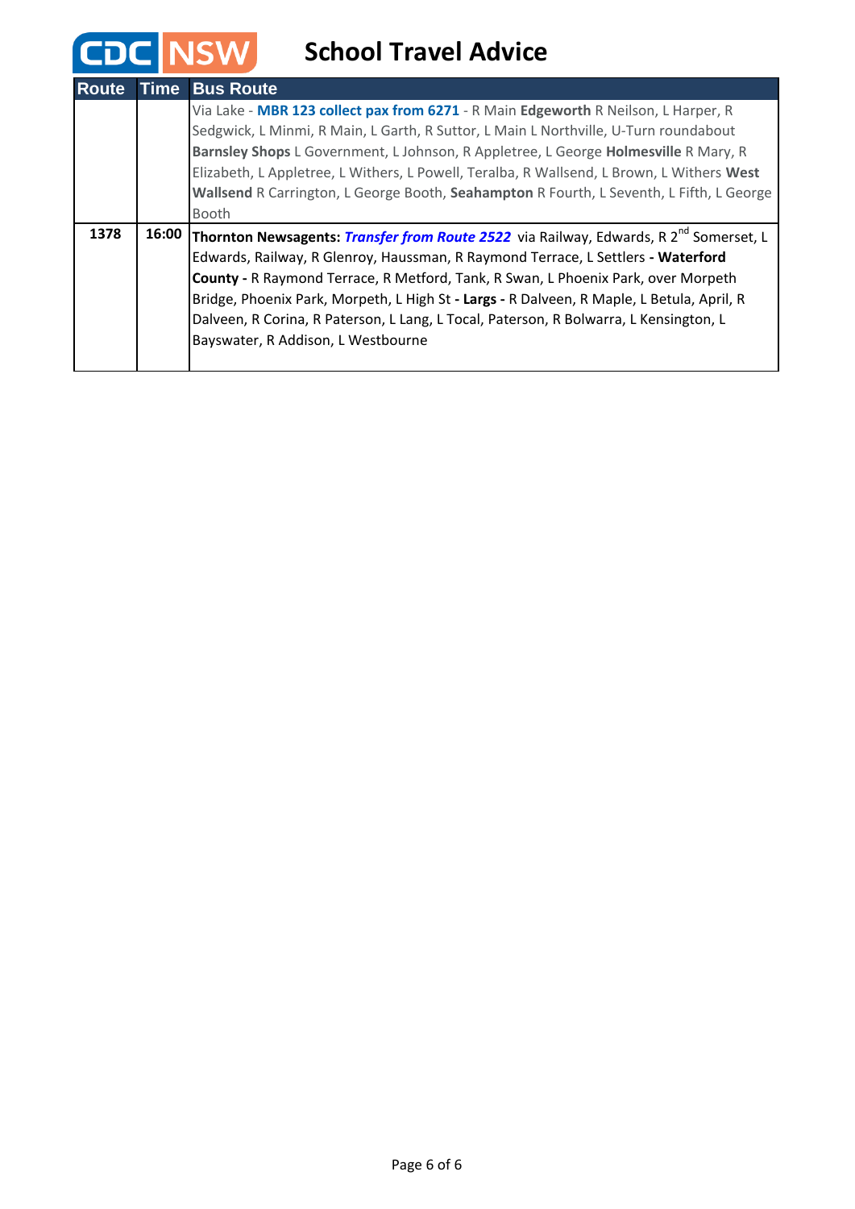# School Travel Advice

| Route | Time | Bus Route |
|---|---|---|
| | | Via Lake - **MBR 123 collect pax from 6271** - R Main **Edgeworth** R Neilson, L Harper, R Sedgwick, L Minmi, R Main, L Garth, R Suttor, L Main L Northville, U-Turn roundabout **Barnsley Shops** L Government, L Johnson, R Appletree, L George **Holmesville** R Mary, R Elizabeth, L Appletree, L Withers, L Powell, Teralba, R Wallsend, L Brown, L Withers **West Wallsend** R Carrington, L George Booth, **Seahampton** R Fourth, L Seventh, L Fifth, L George Booth |
| **1378** | **16:00** | **Thornton Newsagents:** ***Transfer from Route 2522*** via Railway, Edwards, R 2nd Somerset, L Edwards, Railway, R Glenroy, Haussman, R Raymond Terrace, L Settlers **- Waterford County -** R Raymond Terrace, R Metford, Tank, R Swan, L Phoenix Park, over Morpeth Bridge, Phoenix Park, Morpeth, L High St **- Largs -** R Dalveen, R Maple, L Betula, April, R Dalveen, R Corina, R Paterson, L Lang, L Tocal, Paterson, R Bolwarra, L Kensington, L Bayswater, R Addison, L Westbourne |